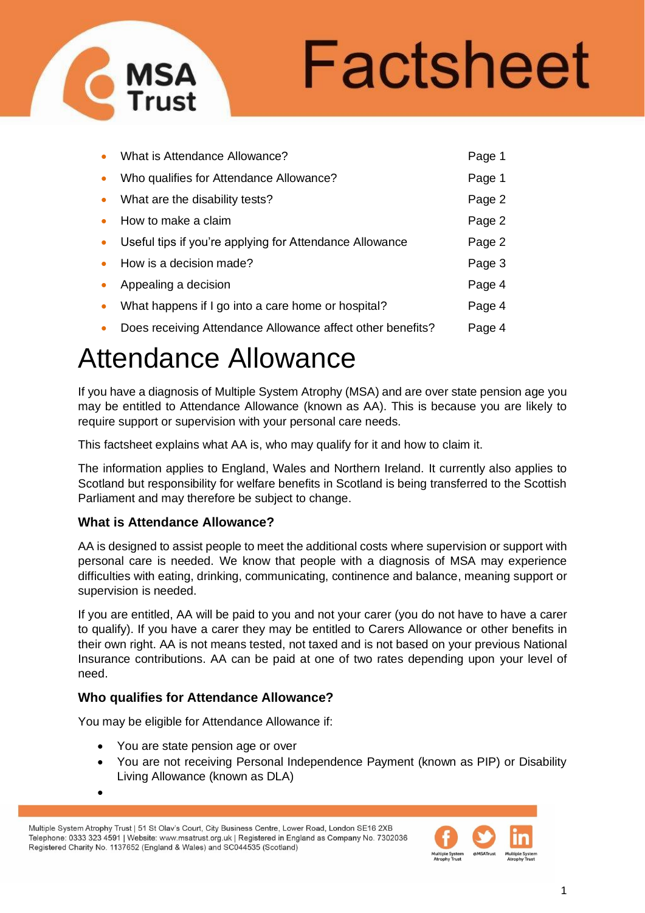# Factsheet

- What is Attendance Allowance? Page 1
- Who qualifies for Attendance Allowance? Page 1
- What are the disability tests? Page 2
- How to make a claim Page 2
- Useful tips if you're applying for Attendance Allowance Page 2
- How is a decision made? Page 3
- Appealing a decision Page 4
- What happens if I go into a care home or hospital? Page 4
- Does receiving Attendance Allowance affect other benefits? Page 4

# Attendance Allowance

If you have a diagnosis of Multiple System Atrophy (MSA) and are over state pension age you may be entitled to Attendance Allowance (known as AA). This is because you are likely to require support or supervision with your personal care needs.

This factsheet explains what AA is, who may qualify for it and how to claim it.

The information applies to England, Wales and Northern Ireland. It currently also applies to Scotland but responsibility for welfare benefits in Scotland is being transferred to the Scottish Parliament and may therefore be subject to change.

### What is Attendance Allowance?

AA is designed to assist people to meet the additional costs where supervision or support with personal care is needed. We know that people with a diagnosis of MSA may experience difficulties with eating, drinking, communicating, continence and balance, meaning support or supervision is needed.

If you are entitled, AA will be paid to you and not your carer (you do not have to have a carer to qualify). If you have a carer they may be entitled to Carers Allowance or other benefits in their own right. AA is not means tested, not taxed and is not based on your previous National Insurance contributions. AA can be paid at one of two rates depending upon your level of need.

### Who qualifies for Attendance Allowance?

You may be eligible for Attendance Allowance if:

- You are state pension age or over
- You are not receiving Personal Independence Payment (known as PIP) or Disability Living Allowance (known as DLA)
-

Multiple System Atrophy Trust | 51 St Olav's Court, City Business Centre, Lower Road, London SE16 2XB
Telephone: 0333 323 4591 | Website: www.msatrust.org.uk | Registered in England as Company No. 7302036
Registered Charity No. 1137652 (England & Wales) and SC044535 (Scotland)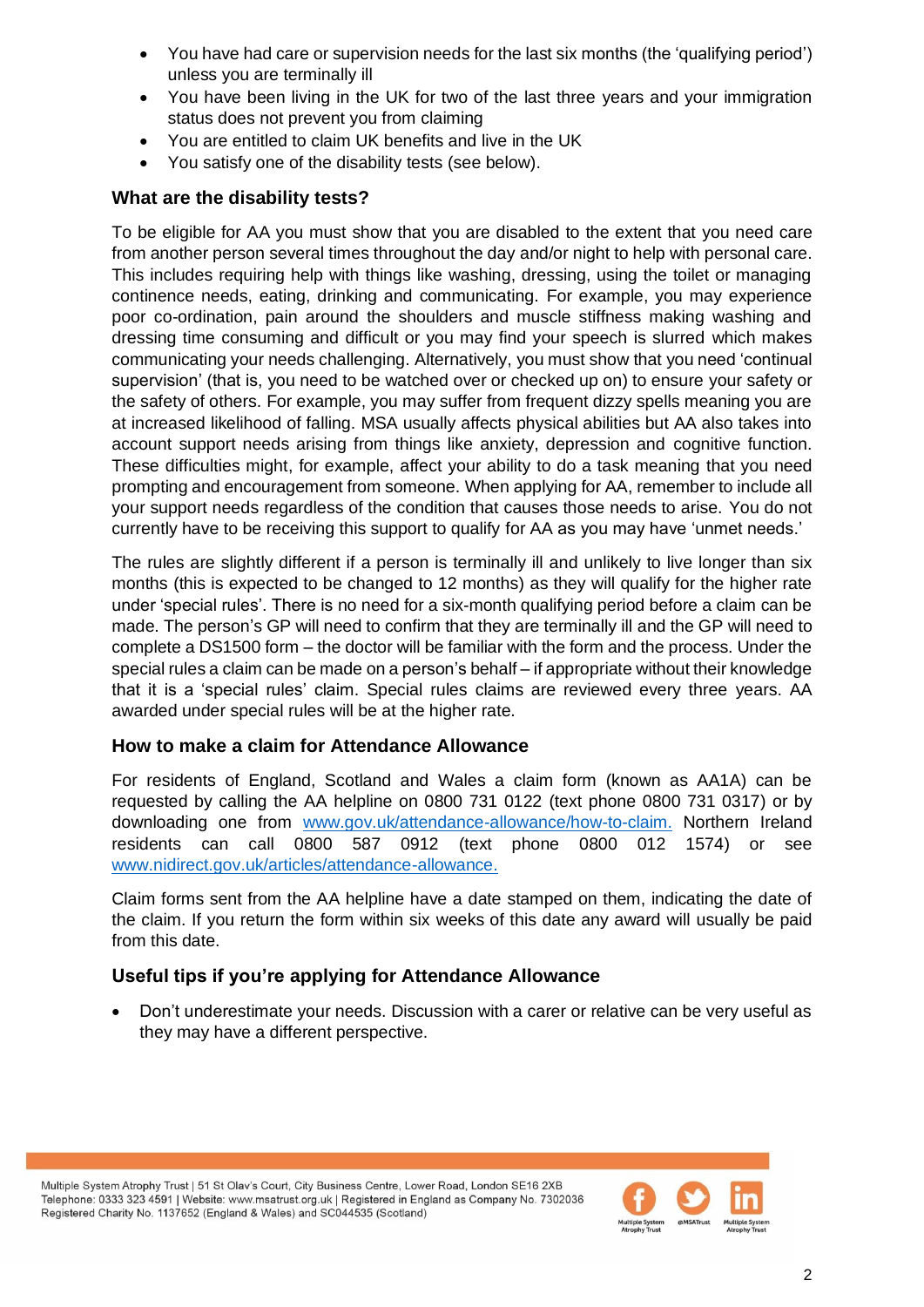- You have had care or supervision needs for the last six months (the 'qualifying period') unless you are terminally ill
- You have been living in the UK for two of the last three years and your immigration status does not prevent you from claiming
- You are entitled to claim UK benefits and live in the UK
- You satisfy one of the disability tests (see below).

### What are the disability tests?

To be eligible for AA you must show that you are disabled to the extent that you need care from another person several times throughout the day and/or night to help with personal care. This includes requiring help with things like washing, dressing, using the toilet or managing continence needs, eating, drinking and communicating. For example, you may experience poor co-ordination, pain around the shoulders and muscle stiffness making washing and dressing time consuming and difficult or you may find your speech is slurred which makes communicating your needs challenging. Alternatively, you must show that you need 'continual supervision' (that is, you need to be watched over or checked up on) to ensure your safety or the safety of others. For example, you may suffer from frequent dizzy spells meaning you are at increased likelihood of falling. MSA usually affects physical abilities but AA also takes into account support needs arising from things like anxiety, depression and cognitive function. These difficulties might, for example, affect your ability to do a task meaning that you need prompting and encouragement from someone. When applying for AA, remember to include all your support needs regardless of the condition that causes those needs to arise. You do not currently have to be receiving this support to qualify for AA as you may have 'unmet needs.'

The rules are slightly different if a person is terminally ill and unlikely to live longer than six months (this is expected to be changed to 12 months) as they will qualify for the higher rate under 'special rules'. There is no need for a six-month qualifying period before a claim can be made. The person's GP will need to confirm that they are terminally ill and the GP will need to complete a DS1500 form – the doctor will be familiar with the form and the process. Under the special rules a claim can be made on a person's behalf – if appropriate without their knowledge that it is a 'special rules' claim. Special rules claims are reviewed every three years. AA awarded under special rules will be at the higher rate.

### How to make a claim for Attendance Allowance

For residents of England, Scotland and Wales a claim form (known as AA1A) can be requested by calling the AA helpline on 0800 731 0122 (text phone 0800 731 0317) or by downloading one from www.gov.uk/attendance-allowance/how-to-claim. Northern Ireland residents can call 0800 587 0912 (text phone 0800 012 1574) or see www.nidirect.gov.uk/articles/attendance-allowance.

Claim forms sent from the AA helpline have a date stamped on them, indicating the date of the claim. If you return the form within six weeks of this date any award will usually be paid from this date.

### Useful tips if you're applying for Attendance Allowance

- Don't underestimate your needs. Discussion with a carer or relative can be very useful as they may have a different perspective.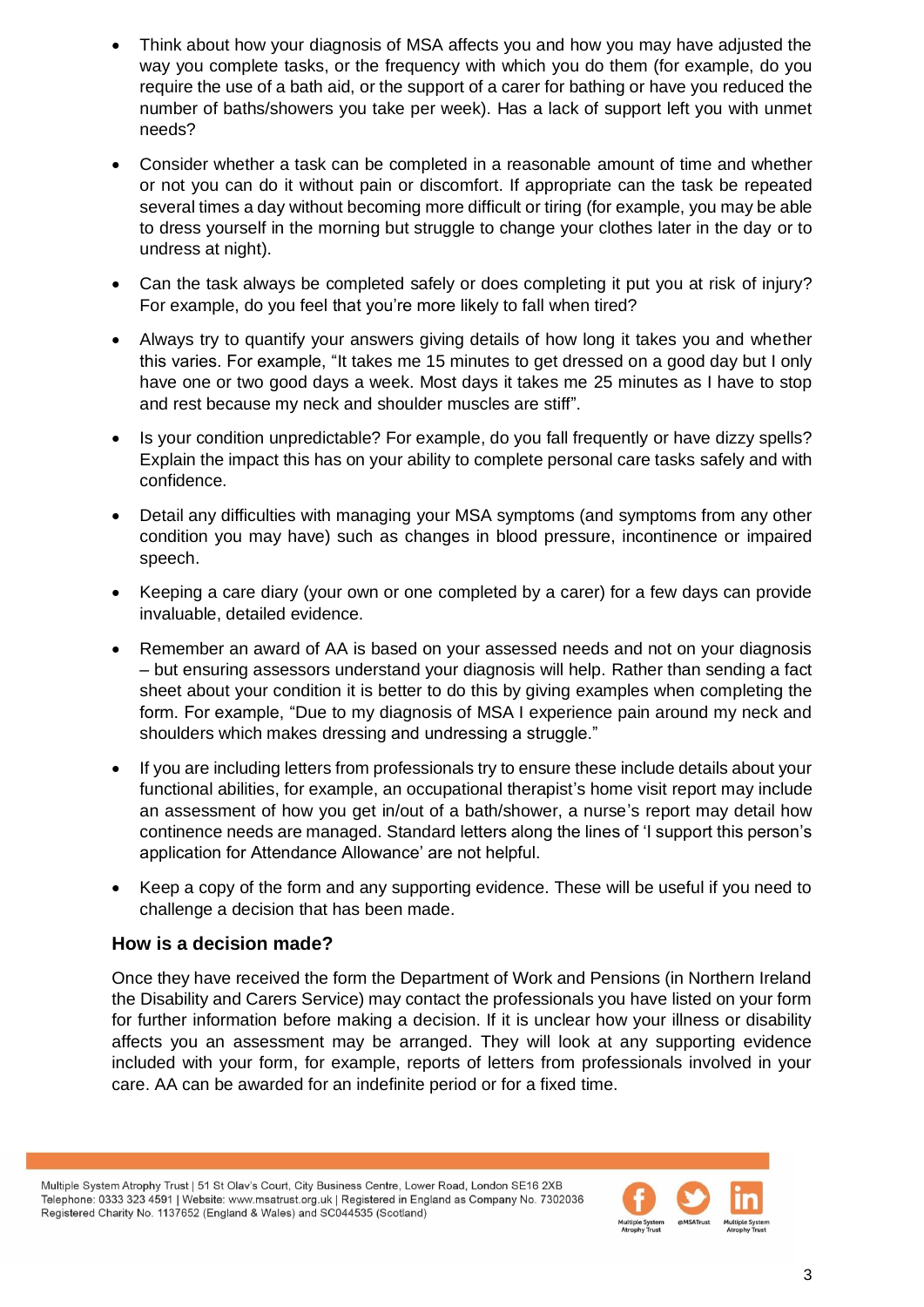- Think about how your diagnosis of MSA affects you and how you may have adjusted the way you complete tasks, or the frequency with which you do them (for example, do you require the use of a bath aid, or the support of a carer for bathing or have you reduced the number of baths/showers you take per week). Has a lack of support left you with unmet needs?
- Consider whether a task can be completed in a reasonable amount of time and whether or not you can do it without pain or discomfort. If appropriate can the task be repeated several times a day without becoming more difficult or tiring (for example, you may be able to dress yourself in the morning but struggle to change your clothes later in the day or to undress at night).
- Can the task always be completed safely or does completing it put you at risk of injury? For example, do you feel that you're more likely to fall when tired?
- Always try to quantify your answers giving details of how long it takes you and whether this varies. For example, "It takes me 15 minutes to get dressed on a good day but I only have one or two good days a week. Most days it takes me 25 minutes as I have to stop and rest because my neck and shoulder muscles are stiff".
- Is your condition unpredictable? For example, do you fall frequently or have dizzy spells? Explain the impact this has on your ability to complete personal care tasks safely and with confidence.
- Detail any difficulties with managing your MSA symptoms (and symptoms from any other condition you may have) such as changes in blood pressure, incontinence or impaired speech.
- Keeping a care diary (your own or one completed by a carer) for a few days can provide invaluable, detailed evidence.
- Remember an award of AA is based on your assessed needs and not on your diagnosis – but ensuring assessors understand your diagnosis will help. Rather than sending a fact sheet about your condition it is better to do this by giving examples when completing the form. For example, "Due to my diagnosis of MSA I experience pain around my neck and shoulders which makes dressing and undressing a struggle."
- If you are including letters from professionals try to ensure these include details about your functional abilities, for example, an occupational therapist's home visit report may include an assessment of how you get in/out of a bath/shower, a nurse's report may detail how continence needs are managed. Standard letters along the lines of 'I support this person's application for Attendance Allowance' are not helpful.
- Keep a copy of the form and any supporting evidence. These will be useful if you need to challenge a decision that has been made.

### How is a decision made?

Once they have received the form the Department of Work and Pensions (in Northern Ireland the Disability and Carers Service) may contact the professionals you have listed on your form for further information before making a decision. If it is unclear how your illness or disability affects you an assessment may be arranged. They will look at any supporting evidence included with your form, for example, reports of letters from professionals involved in your care. AA can be awarded for an indefinite period or for a fixed time.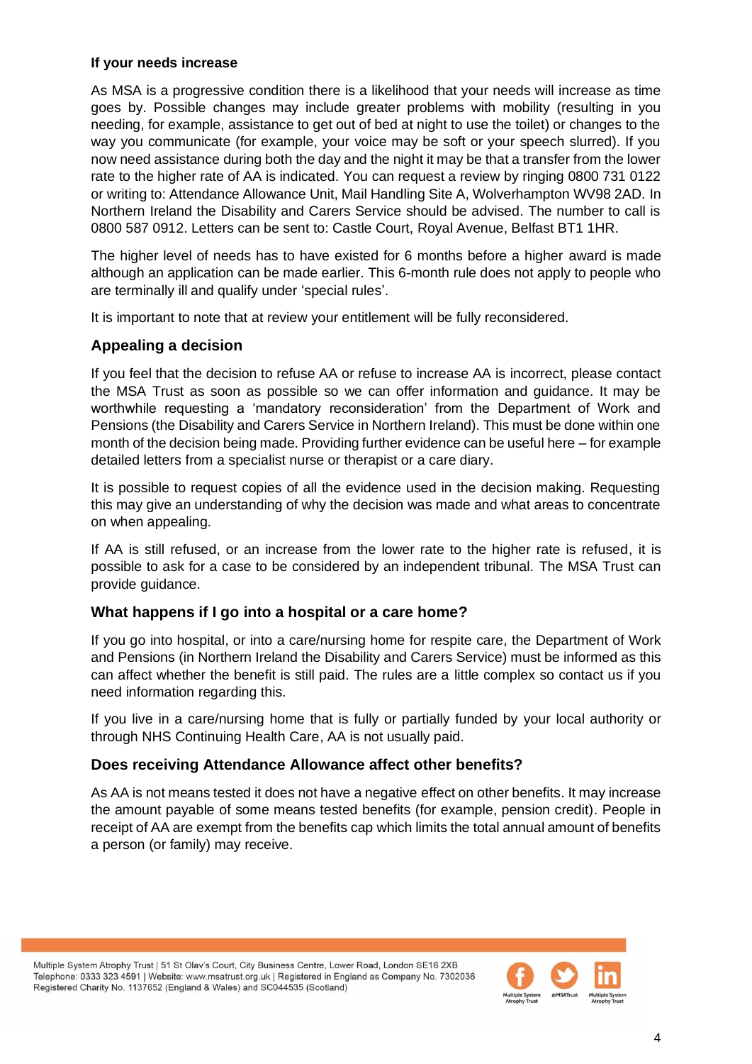**If your needs increase**

As MSA is a progressive condition there is a likelihood that your needs will increase as time goes by. Possible changes may include greater problems with mobility (resulting in you needing, for example, assistance to get out of bed at night to use the toilet) or changes to the way you communicate (for example, your voice may be soft or your speech slurred). If you now need assistance during both the day and the night it may be that a transfer from the lower rate to the higher rate of AA is indicated. You can request a review by ringing 0800 731 0122 or writing to: Attendance Allowance Unit, Mail Handling Site A, Wolverhampton WV98 2AD. In Northern Ireland the Disability and Carers Service should be advised. The number to call is 0800 587 0912. Letters can be sent to: Castle Court, Royal Avenue, Belfast BT1 1HR.

The higher level of needs has to have existed for 6 months before a higher award is made although an application can be made earlier. This 6-month rule does not apply to people who are terminally ill and qualify under 'special rules'.

It is important to note that at review your entitlement will be fully reconsidered.

## Appealing a decision

If you feel that the decision to refuse AA or refuse to increase AA is incorrect, please contact the MSA Trust as soon as possible so we can offer information and guidance. It may be worthwhile requesting a 'mandatory reconsideration' from the Department of Work and Pensions (the Disability and Carers Service in Northern Ireland). This must be done within one month of the decision being made. Providing further evidence can be useful here – for example detailed letters from a specialist nurse or therapist or a care diary.

It is possible to request copies of all the evidence used in the decision making. Requesting this may give an understanding of why the decision was made and what areas to concentrate on when appealing.

If AA is still refused, or an increase from the lower rate to the higher rate is refused, it is possible to ask for a case to be considered by an independent tribunal. The MSA Trust can provide guidance.

## What happens if I go into a hospital or a care home?

If you go into hospital, or into a care/nursing home for respite care, the Department of Work and Pensions (in Northern Ireland the Disability and Carers Service) must be informed as this can affect whether the benefit is still paid. The rules are a little complex so contact us if you need information regarding this.

If you live in a care/nursing home that is fully or partially funded by your local authority or through NHS Continuing Health Care, AA is not usually paid.

## Does receiving Attendance Allowance affect other benefits?

As AA is not means tested it does not have a negative effect on other benefits. It may increase the amount payable of some means tested benefits (for example, pension credit). People in receipt of AA are exempt from the benefits cap which limits the total annual amount of benefits a person (or family) may receive.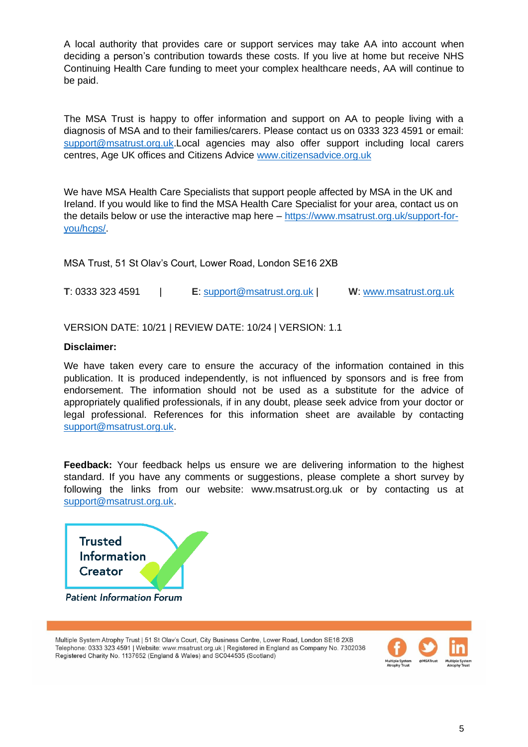A local authority that provides care or support services may take AA into account when deciding a person's contribution towards these costs. If you live at home but receive NHS Continuing Health Care funding to meet your complex healthcare needs, AA will continue to be paid.

The MSA Trust is happy to offer information and support on AA to people living with a diagnosis of MSA and to their families/carers. Please contact us on 0333 323 4591 or email: support@msatrust.org.uk.Local agencies may also offer support including local carers centres, Age UK offices and Citizens Advice www.citizensadvice.org.uk

We have MSA Health Care Specialists that support people affected by MSA in the UK and Ireland. If you would like to find the MSA Health Care Specialist for your area, contact us on the details below or use the interactive map here – https://www.msatrust.org.uk/support-for-you/hcps/.

MSA Trust, 51 St Olav's Court, Lower Road, London SE16 2XB

**T**: 0333 323 4591 | **E**: support@msatrust.org.uk | **W**: www.msatrust.org.uk

VERSION DATE: 10/21 | REVIEW DATE: 10/24 | VERSION: 1.1

**Disclaimer:**

We have taken every care to ensure the accuracy of the information contained in this publication. It is produced independently, is not influenced by sponsors and is free from endorsement. The information should not be used as a substitute for the advice of appropriately qualified professionals, if in any doubt, please seek advice from your doctor or legal professional. References for this information sheet are available by contacting support@msatrust.org.uk.

**Feedback:** Your feedback helps us ensure we are delivering information to the highest standard. If you have any comments or suggestions, please complete a short survey by following the links from our website: www.msatrust.org.uk or by contacting us at support@msatrust.org.uk.

Trusted Information Creator

*Patient Information Forum*

Multiple System Atrophy Trust | 51 St Olav's Court, City Business Centre, Lower Road, London SE16 2XB
Telephone: 0333 323 4591 | Website: www.msatrust.org.uk | Registered in England as Company No. 7302036
Registered Charity No. 1137652 (England & Wales) and SC044535 (Scotland)

Multiple System Atrophy Trust | @MSATrust | Multiple System Atrophy Trust